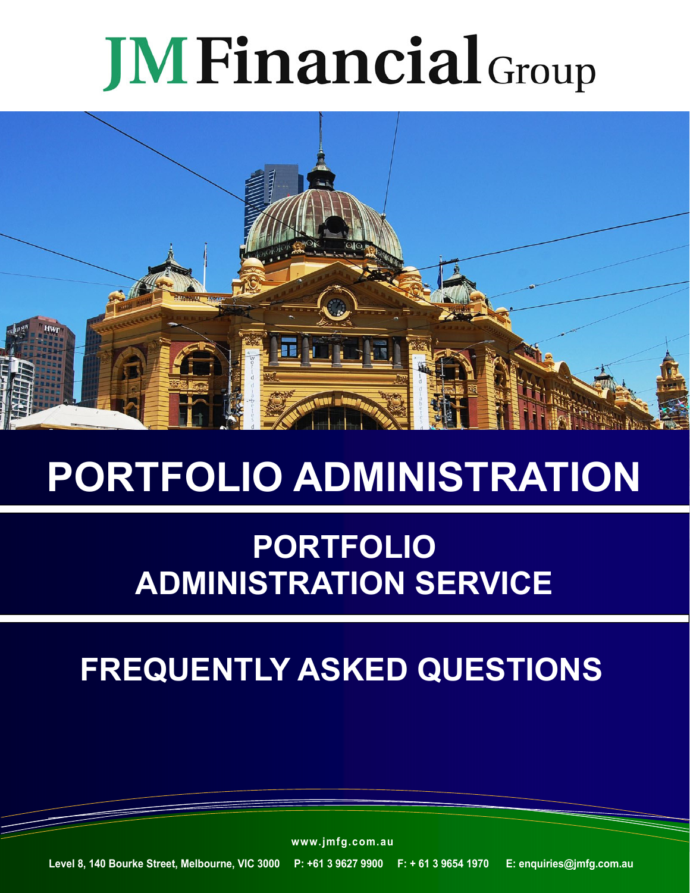# JM Financial Group

# PORTFOLIO ADMINISTRATION

## PORTFOLIO ADMINISTRATION SERVICE

## FREQUENTLY ASKED QUESTIONS

www.jmfg.com.au

Level 8, 140 Bourke Street, Melbourne, VIC 3000 P: +61 3 9627 9900 F: + 61 3 9654 1970 E: enquiries@jmfg.com.au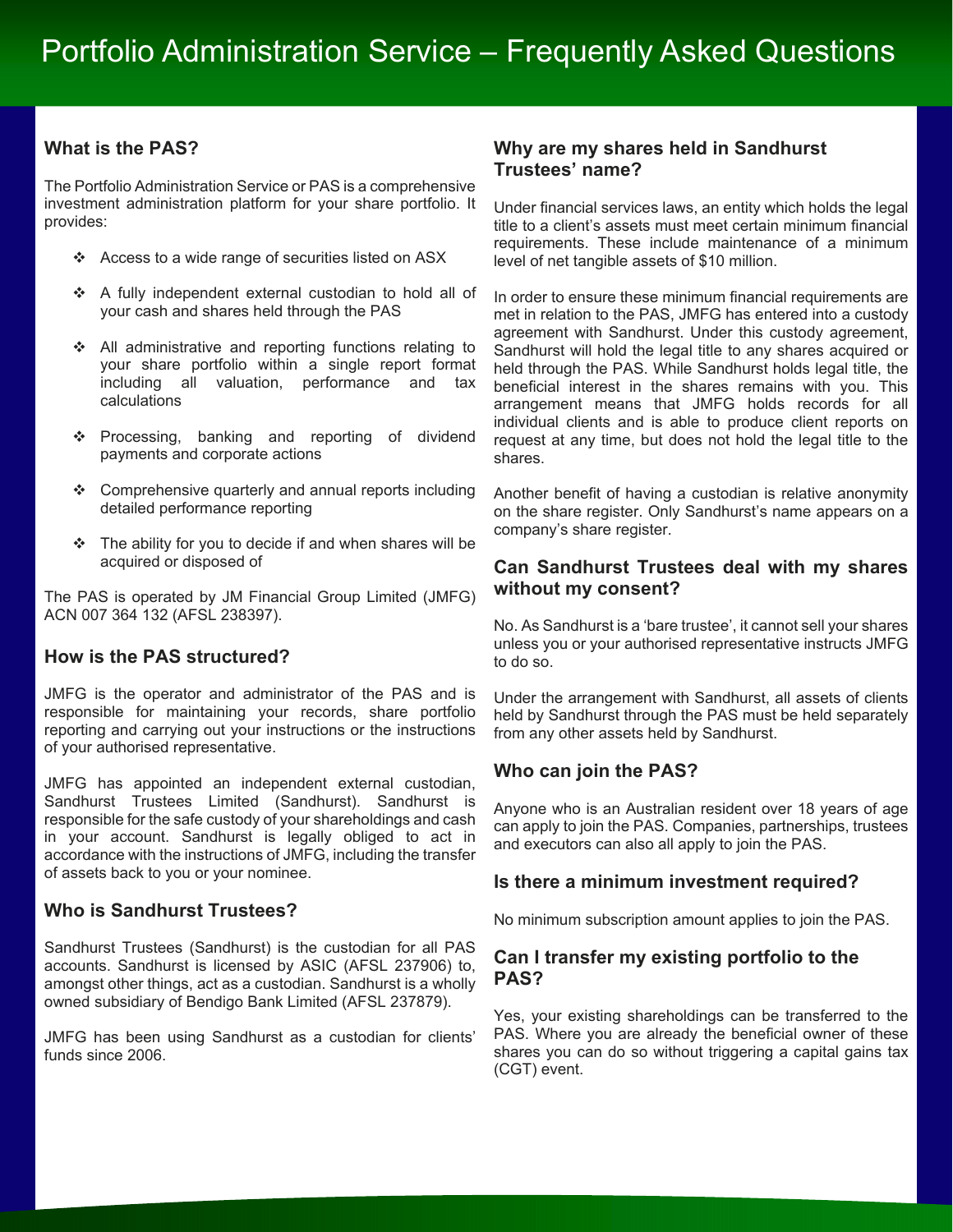# Portfolio Administration Service – Frequently Asked Questions

## What is the PAS?

The Portfolio Administration Service or PAS is a comprehensive investment administration platform for your share portfolio. It provides:

- Access to a wide range of securities listed on ASX
- A fully independent external custodian to hold all of your cash and shares held through the PAS
- All administrative and reporting functions relating to your share portfolio within a single report format including all valuation, performance and tax calculations
- Processing, banking and reporting of dividend payments and corporate actions
- Comprehensive quarterly and annual reports including detailed performance reporting
- The ability for you to decide if and when shares will be acquired or disposed of

The PAS is operated by JM Financial Group Limited (JMFG) ACN 007 364 132 (AFSL 238397).

## How is the PAS structured?

JMFG is the operator and administrator of the PAS and is responsible for maintaining your records, share portfolio reporting and carrying out your instructions or the instructions of your authorised representative.

JMFG has appointed an independent external custodian, Sandhurst Trustees Limited (Sandhurst). Sandhurst is responsible for the safe custody of your shareholdings and cash in your account. Sandhurst is legally obliged to act in accordance with the instructions of JMFG, including the transfer of assets back to you or your nominee.

## Who is Sandhurst Trustees?

Sandhurst Trustees (Sandhurst) is the custodian for all PAS accounts. Sandhurst is licensed by ASIC (AFSL 237906) to, amongst other things, act as a custodian. Sandhurst is a wholly owned subsidiary of Bendigo Bank Limited (AFSL 237879).

JMFG has been using Sandhurst as a custodian for clients' funds since 2006.

## Why are my shares held in Sandhurst Trustees' name?

Under financial services laws, an entity which holds the legal title to a client's assets must meet certain minimum financial requirements. These include maintenance of a minimum level of net tangible assets of $10 million.

In order to ensure these minimum financial requirements are met in relation to the PAS, JMFG has entered into a custody agreement with Sandhurst. Under this custody agreement, Sandhurst will hold the legal title to any shares acquired or held through the PAS. While Sandhurst holds legal title, the beneficial interest in the shares remains with you. This arrangement means that JMFG holds records for all individual clients and is able to produce client reports on request at any time, but does not hold the legal title to the shares.

Another benefit of having a custodian is relative anonymity on the share register. Only Sandhurst's name appears on a company's share register.

## Can Sandhurst Trustees deal with my shares without my consent?

No. As Sandhurst is a 'bare trustee', it cannot sell your shares unless you or your authorised representative instructs JMFG to do so.

Under the arrangement with Sandhurst, all assets of clients held by Sandhurst through the PAS must be held separately from any other assets held by Sandhurst.

## Who can join the PAS?

Anyone who is an Australian resident over 18 years of age can apply to join the PAS. Companies, partnerships, trustees and executors can also all apply to join the PAS.

## Is there a minimum investment required?

No minimum subscription amount applies to join the PAS.

## Can I transfer my existing portfolio to the PAS?

Yes, your existing shareholdings can be transferred to the PAS. Where you are already the beneficial owner of these shares you can do so without triggering a capital gains tax (CGT) event.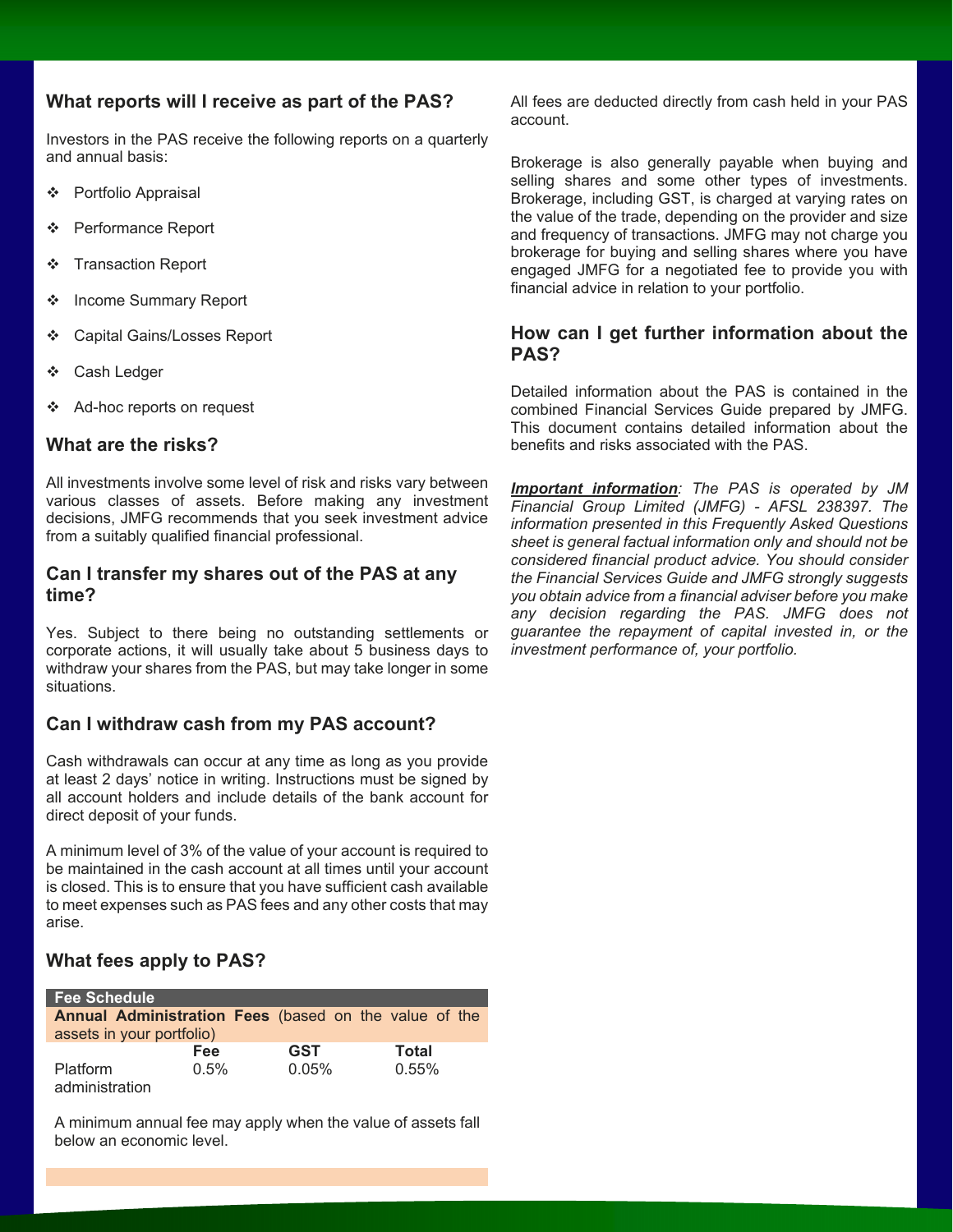## What reports will I receive as part of the PAS?

Investors in the PAS receive the following reports on a quarterly and annual basis:

- Portfolio Appraisal
- Performance Report
- Transaction Report
- Income Summary Report
- Capital Gains/Losses Report
- Cash Ledger
- Ad-hoc reports on request

## What are the risks?

All investments involve some level of risk and risks vary between various classes of assets. Before making any investment decisions, JMFG recommends that you seek investment advice from a suitably qualified financial professional.

## Can I transfer my shares out of the PAS at any time?

Yes. Subject to there being no outstanding settlements or corporate actions, it will usually take about 5 business days to withdraw your shares from the PAS, but may take longer in some situations.

## Can I withdraw cash from my PAS account?

Cash withdrawals can occur at any time as long as you provide at least 2 days' notice in writing. Instructions must be signed by all account holders and include details of the bank account for direct deposit of your funds.

A minimum level of 3% of the value of your account is required to be maintained in the cash account at all times until your account is closed. This is to ensure that you have sufficient cash available to meet expenses such as PAS fees and any other costs that may arise.

## What fees apply to PAS?

| Fee Schedule | | | |
|---|---|---|---|
| **Annual Administration Fees** (based on the value of the assets in your portfolio) | | | |
| | **Fee** | **GST** | **Total** |
| Platform administration | 0.5% | 0.05% | 0.55% |

A minimum annual fee may apply when the value of assets fall below an economic level.

All fees are deducted directly from cash held in your PAS account.

Brokerage is also generally payable when buying and selling shares and some other types of investments. Brokerage, including GST, is charged at varying rates on the value of the trade, depending on the provider and size and frequency of transactions. JMFG may not charge you brokerage for buying and selling shares where you have engaged JMFG for a negotiated fee to provide you with financial advice in relation to your portfolio.

## How can I get further information about the PAS?

Detailed information about the PAS is contained in the combined Financial Services Guide prepared by JMFG. This document contains detailed information about the benefits and risks associated with the PAS.

***Important information**: The PAS is operated by JM Financial Group Limited (JMFG) - AFSL 238397. The information presented in this Frequently Asked Questions sheet is general factual information only and should not be considered financial product advice. You should consider the Financial Services Guide and JMFG strongly suggests you obtain advice from a financial adviser before you make any decision regarding the PAS. JMFG does not guarantee the repayment of capital invested in, or the investment performance of, your portfolio.*